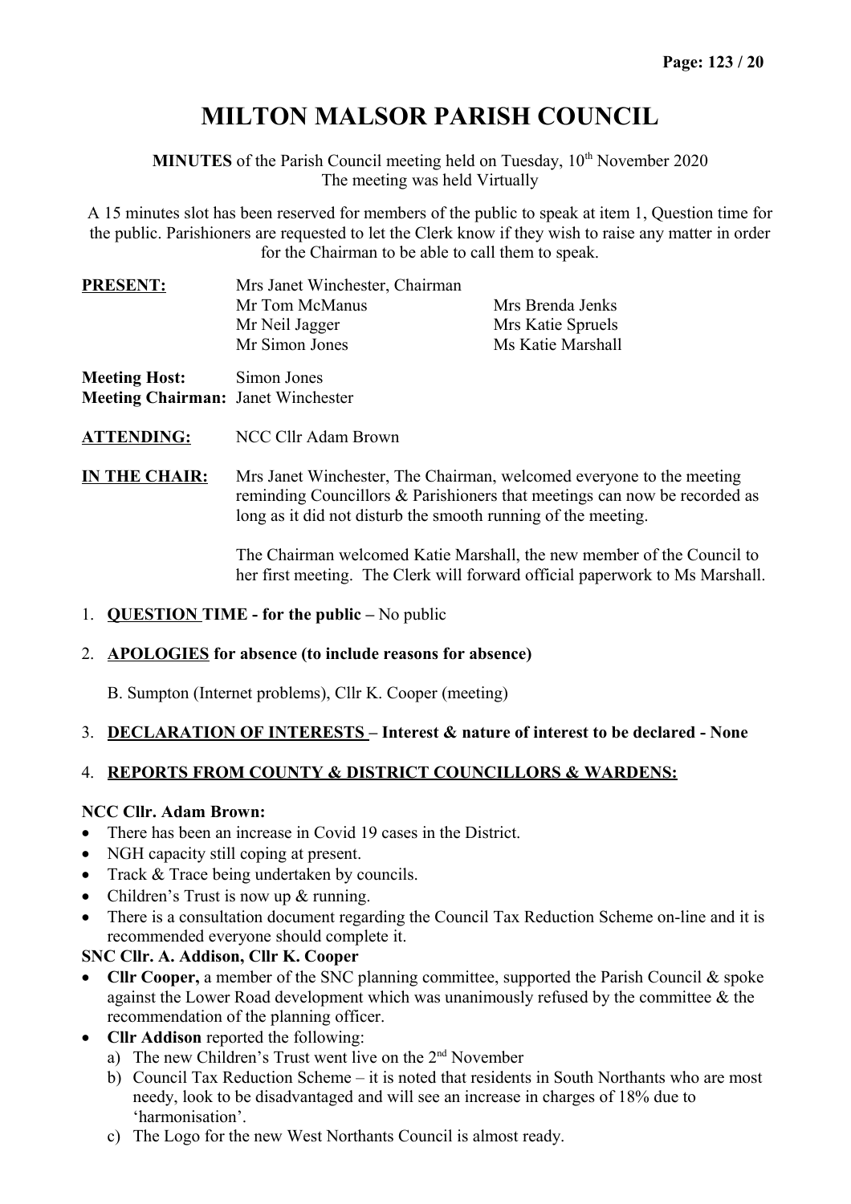# MILTON MALSOR PARISH COUNCIL

**MINUTES** of the Parish Council meeting held on Tuesday, 10th November 2020
The meeting was held Virtually

A 15 minutes slot has been reserved for members of the public to speak at item 1, Question time for the public. Parishioners are requested to let the Clerk know if they wish to raise any matter in order for the Chairman to be able to call them to speak.

**PRESENT:** Mrs Janet Winchester, Chairman
Mr Tom McManus
Mr Neil Jagger
Mr Simon Jones
Mrs Brenda Jenks
Mrs Katie Spruels
Ms Katie Marshall

**Meeting Host:** Simon Jones
**Meeting Chairman:** Janet Winchester

**ATTENDING:** NCC Cllr Adam Brown

**IN THE CHAIR:** Mrs Janet Winchester, The Chairman, welcomed everyone to the meeting reminding Councillors & Parishioners that meetings can now be recorded as long as it did not disturb the smooth running of the meeting.

The Chairman welcomed Katie Marshall, the new member of the Council to her first meeting. The Clerk will forward official paperwork to Ms Marshall.

1. **QUESTION TIME - for the public –** No public

2. **APOLOGIES for absence (to include reasons for absence)**

   B. Sumpton (Internet problems), Cllr K. Cooper (meeting)

3. **DECLARATION OF INTERESTS – Interest & nature of interest to be declared - None**

4. **REPORTS FROM COUNTY & DISTRICT COUNCILLORS & WARDENS:**

**NCC Cllr. Adam Brown:**

- There has been an increase in Covid 19 cases in the District.
- NGH capacity still coping at present.
- Track & Trace being undertaken by councils.
- Children's Trust is now up & running.
- There is a consultation document regarding the Council Tax Reduction Scheme on-line and it is recommended everyone should complete it.

**SNC Cllr. A. Addison, Cllr K. Cooper**

- **Cllr Cooper,** a member of the SNC planning committee, supported the Parish Council & spoke against the Lower Road development which was unanimously refused by the committee & the recommendation of the planning officer.
- **Cllr Addison** reported the following:
  a) The new Children's Trust went live on the 2nd November
  b) Council Tax Reduction Scheme – it is noted that residents in South Northants who are most needy, look to be disadvantaged and will see an increase in charges of 18% due to 'harmonisation'.
  c) The Logo for the new West Northants Council is almost ready.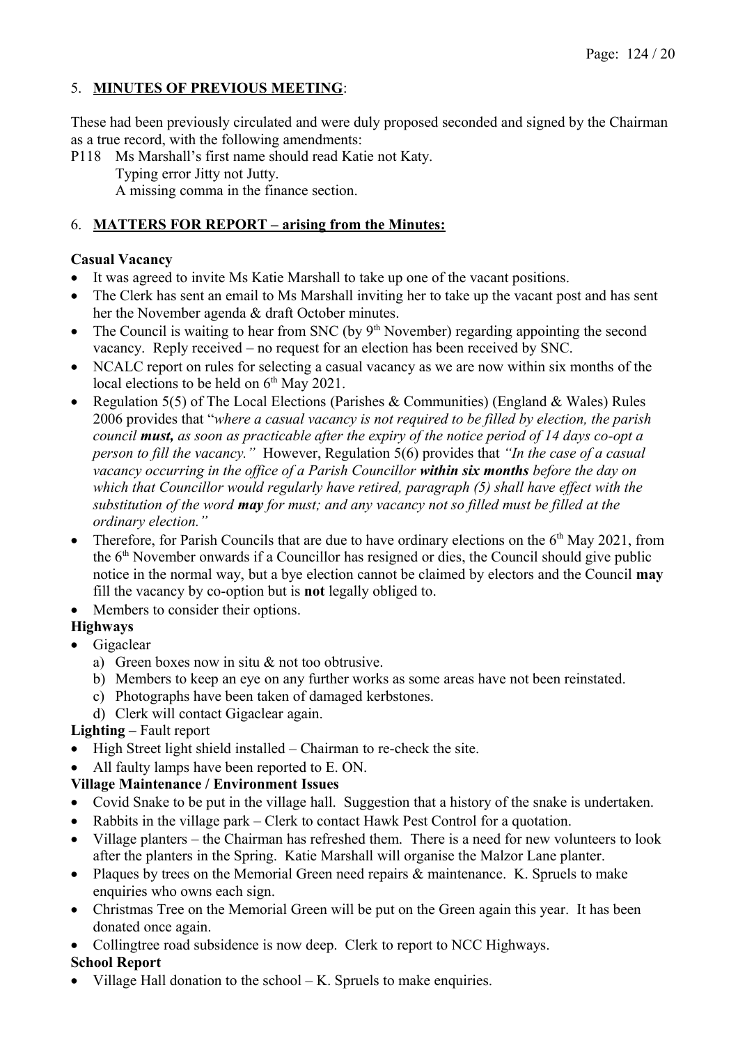5. **MINUTES OF PREVIOUS MEETING**:

These had been previously circulated and were duly proposed seconded and signed by the Chairman as a true record, with the following amendments:

P118 Ms Marshall's first name should read Katie not Katy.
Typing error Jitty not Jutty.
A missing comma in the finance section.

6. **MATTERS FOR REPORT – arising from the Minutes:**

**Casual Vacancy**

- It was agreed to invite Ms Katie Marshall to take up one of the vacant positions.
- The Clerk has sent an email to Ms Marshall inviting her to take up the vacant post and has sent her the November agenda & draft October minutes.
- The Council is waiting to hear from SNC (by 9th November) regarding appointing the second vacancy. Reply received – no request for an election has been received by SNC.
- NCALC report on rules for selecting a casual vacancy as we are now within six months of the local elections to be held on 6th May 2021.
- Regulation 5(5) of The Local Elections (Parishes & Communities) (England & Wales) Rules 2006 provides that "*where a casual vacancy is not required to be filled by election, the parish council **must,** as soon as practicable after the expiry of the notice period of 14 days co-opt a person to fill the vacancy."* However, Regulation 5(6) provides that *"In the case of a casual vacancy occurring in the office of a Parish Councillor **within six months** before the day on which that Councillor would regularly have retired, paragraph (5) shall have effect with the substitution of the word **may** for must; and any vacancy not so filled must be filled at the ordinary election."*
- Therefore, for Parish Councils that are due to have ordinary elections on the 6th May 2021, from the 6th November onwards if a Councillor has resigned or dies, the Council should give public notice in the normal way, but a bye election cannot be claimed by electors and the Council **may** fill the vacancy by co-option but is **not** legally obliged to.
- Members to consider their options.

**Highways**

- Gigaclear
  a) Green boxes now in situ & not too obtrusive.
  b) Members to keep an eye on any further works as some areas have not been reinstated.
  c) Photographs have been taken of damaged kerbstones.
  d) Clerk will contact Gigaclear again.

**Lighting –** Fault report

- High Street light shield installed – Chairman to re-check the site.
- All faulty lamps have been reported to E. ON.

**Village Maintenance / Environment Issues**

- Covid Snake to be put in the village hall. Suggestion that a history of the snake is undertaken.
- Rabbits in the village park – Clerk to contact Hawk Pest Control for a quotation.
- Village planters – the Chairman has refreshed them. There is a need for new volunteers to look after the planters in the Spring. Katie Marshall will organise the Malzor Lane planter.
- Plaques by trees on the Memorial Green need repairs & maintenance. K. Spruels to make enquiries who owns each sign.
- Christmas Tree on the Memorial Green will be put on the Green again this year. It has been donated once again.
- Collingtree road subsidence is now deep. Clerk to report to NCC Highways.

**School Report**

- Village Hall donation to the school – K. Spruels to make enquiries.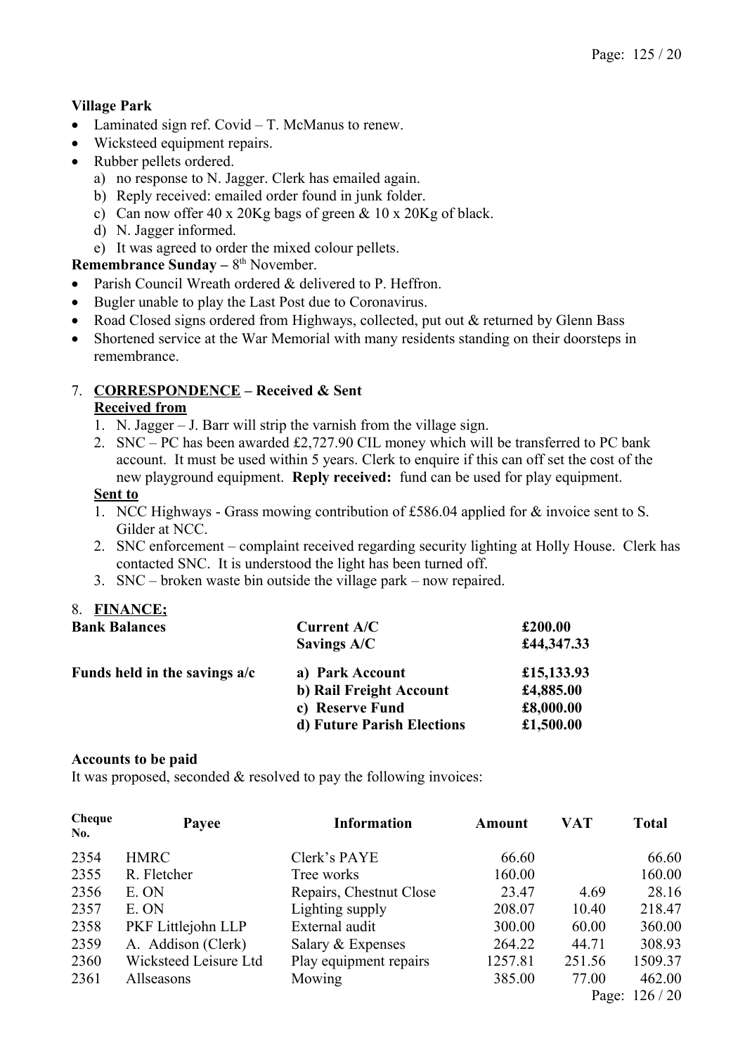**Village Park**

- Laminated sign ref. Covid – T. McManus to renew.
- Wicksteed equipment repairs.
- Rubber pellets ordered.
  a) no response to N. Jagger. Clerk has emailed again.
  b) Reply received: emailed order found in junk folder.
  c) Can now offer 40 x 20Kg bags of green & 10 x 20Kg of black.
  d) N. Jagger informed.
  e) It was agreed to order the mixed colour pellets.

**Remembrance Sunday –** 8th November.

- Parish Council Wreath ordered & delivered to P. Heffron.
- Bugler unable to play the Last Post due to Coronavirus.
- Road Closed signs ordered from Highways, collected, put out & returned by Glenn Bass
- Shortened service at the War Memorial with many residents standing on their doorsteps in remembrance.

7. **CORRESPONDENCE – Received & Sent**

**Received from**

1. N. Jagger – J. Barr will strip the varnish from the village sign.
2. SNC – PC has been awarded £2,727.90 CIL money which will be transferred to PC bank account. It must be used within 5 years. Clerk to enquire if this can off set the cost of the new playground equipment. **Reply received:** fund can be used for play equipment.

**Sent to**

1. NCC Highways - Grass mowing contribution of £586.04 applied for & invoice sent to S. Gilder at NCC.
2. SNC enforcement – complaint received regarding security lighting at Holly House. Clerk has contacted SNC. It is understood the light has been turned off.
3. SNC – broken waste bin outside the village park – now repaired.

8. **FINANCE;**

| | | |
|---|---|---|
| **Bank Balances** | **Current A/C** | **£200.00** |
| | **Savings A/C** | **£44,347.33** |
| **Funds held in the savings a/c** | **a) Park Account** | **£15,133.93** |
| | **b) Rail Freight Account** | **£4,885.00** |
| | **c) Reserve Fund** | **£8,000.00** |
| | **d) Future Parish Elections** | **£1,500.00** |

**Accounts to be paid**

It was proposed, seconded & resolved to pay the following invoices:

| Cheque No. | Payee | Information | Amount | VAT | Total |
|---|---|---|---|---|---|
| 2354 | HMRC | Clerk's PAYE | 66.60 | | 66.60 |
| 2355 | R. Fletcher | Tree works | 160.00 | | 160.00 |
| 2356 | E. ON | Repairs, Chestnut Close | 23.47 | 4.69 | 28.16 |
| 2357 | E. ON | Lighting supply | 208.07 | 10.40 | 218.47 |
| 2358 | PKF Littlejohn LLP | External audit | 300.00 | 60.00 | 360.00 |
| 2359 | A. Addison (Clerk) | Salary & Expenses | 264.22 | 44.71 | 308.93 |
| 2360 | Wicksteed Leisure Ltd | Play equipment repairs | 1257.81 | 251.56 | 1509.37 |
| 2361 | Allseasons | Mowing | 385.00 | 77.00 | 462.00 |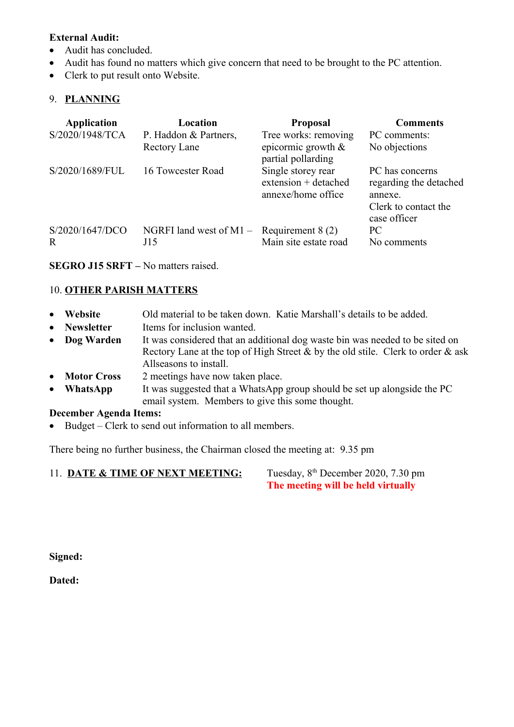**External Audit:**

- Audit has concluded.
- Audit has found no matters which give concern that need to be brought to the PC attention.
- Clerk to put result onto Website.

## 9. PLANNING

| Application | Location | Proposal | Comments |
|---|---|---|---|
| S/2020/1948/TCA | P. Haddon & Partners, Rectory Lane | Tree works: removing epicormic growth & partial pollarding | PC comments: No objections |
| S/2020/1689/FUL | 16 Towcester Road | Single storey rear extension + detached annexe/home office | PC has concerns regarding the detached annexe. Clerk to contact the case officer |
| S/2020/1647/DCOR | NGRFI land west of M1 – J15 | Requirement 8 (2) Main site estate road | PC No comments |

**SEGRO J15 SRFT –** No matters raised.

## 10. OTHER PARISH MATTERS

- **Website** Old material to be taken down. Katie Marshall's details to be added.
- **Newsletter** Items for inclusion wanted.
- **Dog Warden** It was considered that an additional dog waste bin was needed to be sited on Rectory Lane at the top of High Street & by the old stile. Clerk to order & ask Allseasons to install.
- **Motor Cross** 2 meetings have now taken place.
- **WhatsApp** It was suggested that a WhatsApp group should be set up alongside the PC email system. Members to give this some thought.

**December Agenda Items:**

- Budget – Clerk to send out information to all members.

There being no further business, the Chairman closed the meeting at: 9.35 pm

## 11. DATE & TIME OF NEXT MEETING:

Tuesday, 8th December 2020, 7.30 pm

**The meeting will be held virtually**

**Signed:**

**Dated:**